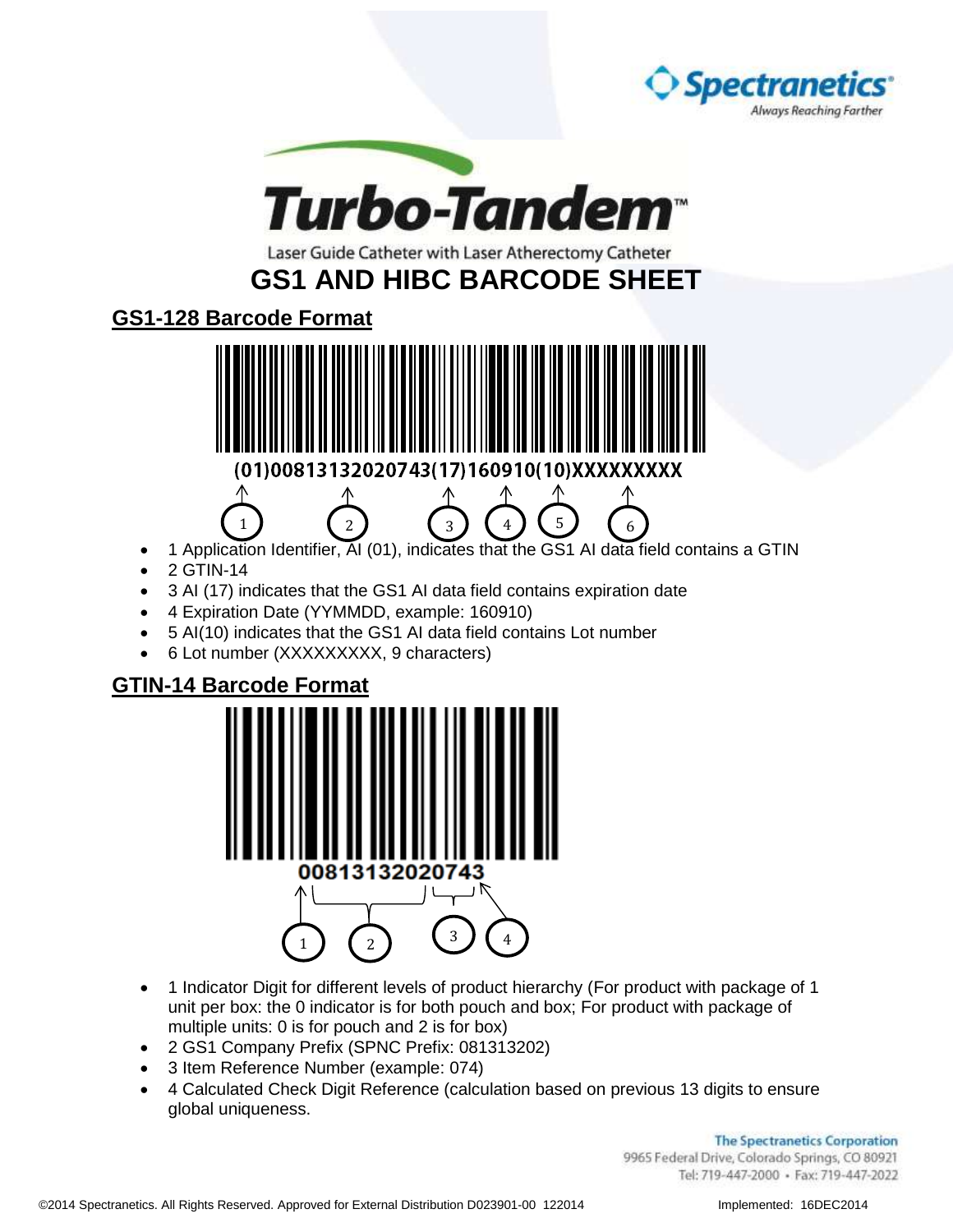Spectranetics
Always Reaching Farther

# Turbo-Tandem™

Laser Guide Catheter with Laser Atherectomy Catheter

# GS1 AND HIBC BARCODE SHEET

## GS1-128 Barcode Format

(01)00813132020743(17)160910(10)XXXXXXXXX

- 1 Application Identifier, AI (01), indicates that the GS1 AI data field contains a GTIN
- 2 GTIN-14
- 3 AI (17) indicates that the GS1 AI data field contains expiration date
- 4 Expiration Date (YYMMDD, example: 160910)
- 5 AI(10) indicates that the GS1 AI data field contains Lot number
- 6 Lot number (XXXXXXXXX, 9 characters)

## GTIN-14 Barcode Format

00813132020743

- 1 Indicator Digit for different levels of product hierarchy (For product with package of 1 unit per box: the 0 indicator is for both pouch and box; For product with package of multiple units: 0 is for pouch and 2 is for box)
- 2 GS1 Company Prefix (SPNC Prefix: 081313202)
- 3 Item Reference Number (example: 074)
- 4 Calculated Check Digit Reference (calculation based on previous 13 digits to ensure global uniqueness.

The Spectranetics Corporation
9965 Federal Drive, Colorado Springs, CO 80921
Tel: 719-447-2000 • Fax: 719-447-2022

©2014 Spectranetics. All Rights Reserved. Approved for External Distribution D023901-00 122014 Implemented: 16DEC2014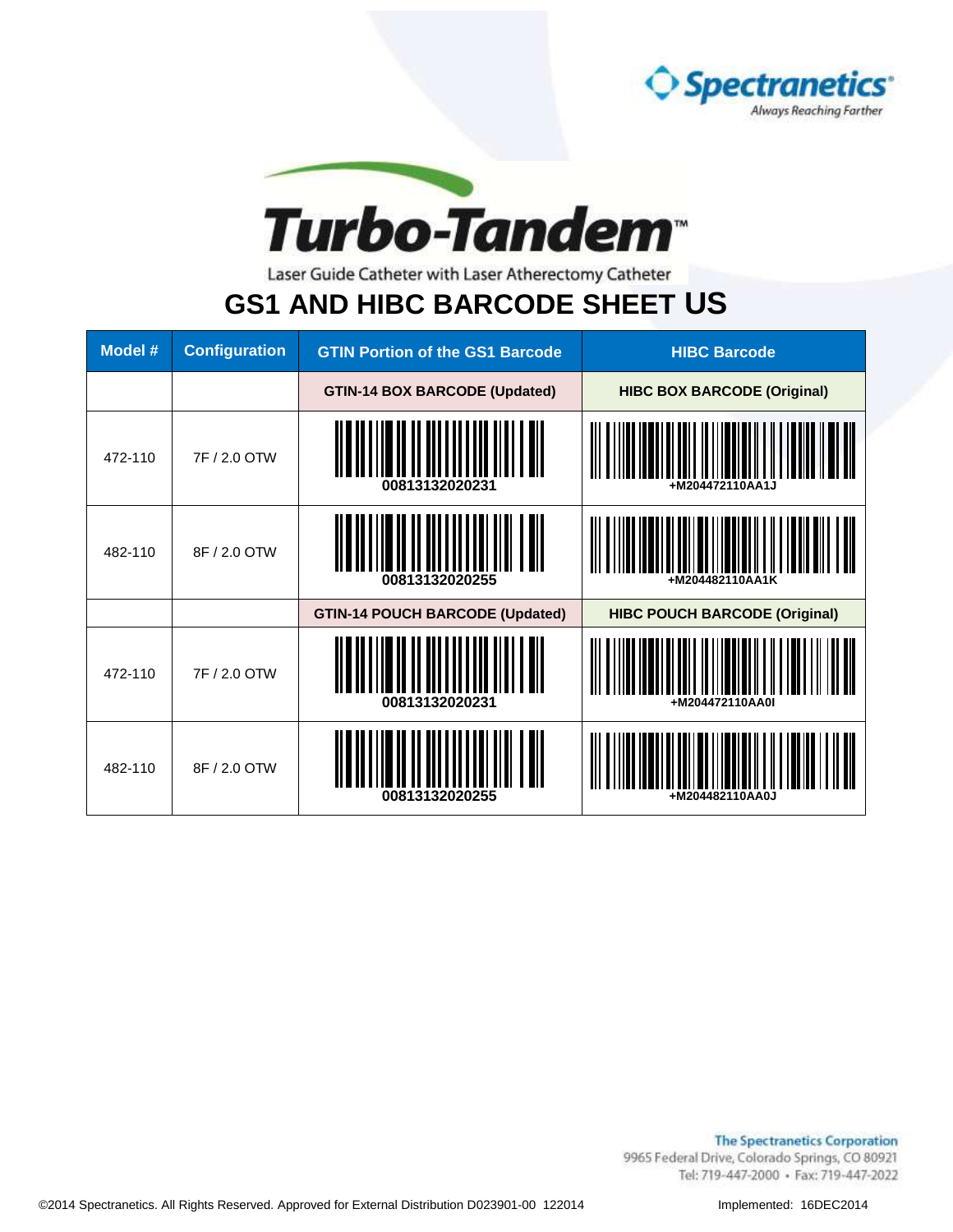Spectranetics
*Always Reaching Farther*

# Turbo-Tandem™

Laser Guide Catheter with Laser Atherectomy Catheter

## GS1 AND HIBC BARCODE SHEET US

| Model # | Configuration | GTIN Portion of the GS1 Barcode | HIBC Barcode |
|---|---|---|---|
| | | **GTIN-14 BOX BARCODE (Updated)** | **HIBC BOX BARCODE (Original)** |
| 472-110 | 7F / 2.0 OTW | 00813132020231 | +M204472110AA1J |
| 482-110 | 8F / 2.0 OTW | 00813132020255 | +M204482110AA1K |
| | | **GTIN-14 POUCH BARCODE (Updated)** | **HIBC POUCH BARCODE (Original)** |
| 472-110 | 7F / 2.0 OTW | 00813132020231 | +M204472110AA0I |
| 482-110 | 8F / 2.0 OTW | 00813132020255 | +M204482110AA0J |

The Spectranetics Corporation
9965 Federal Drive, Colorado Springs, CO 80921
Tel: 719-447-2000 • Fax: 719-447-2022

©2014 Spectranetics. All Rights Reserved. Approved for External Distribution D023901-00 122014

Implemented: 16DEC2014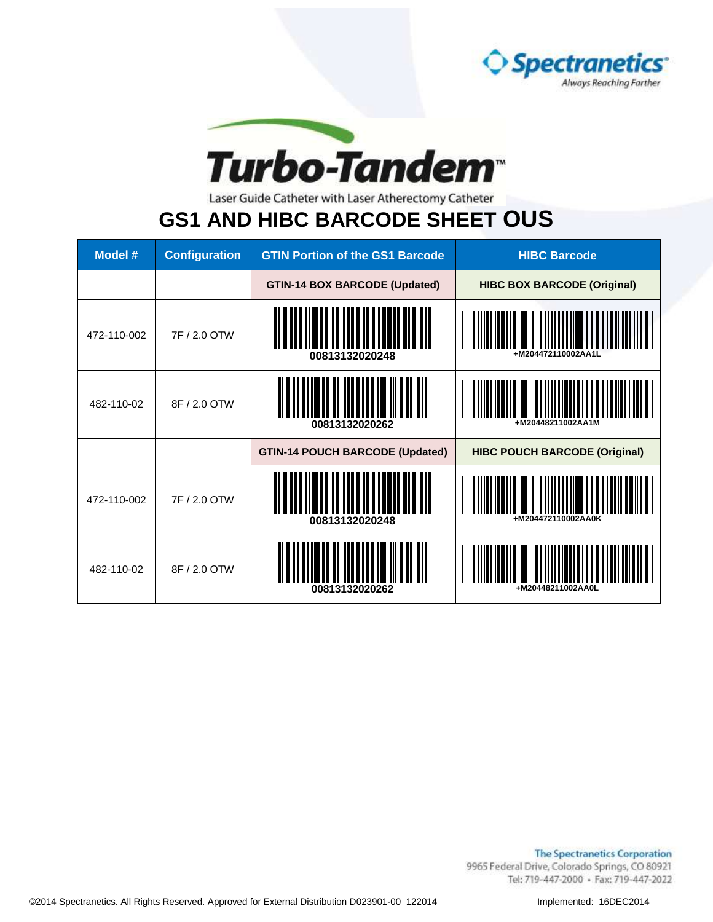Spectranetics
Always Reaching Farther

Turbo-Tandem™

Laser Guide Catheter with Laser Atherectomy Catheter

# GS1 AND HIBC BARCODE SHEET OUS

| Model # | Configuration | GTIN Portion of the GS1 Barcode | HIBC Barcode |
|---|---|---|---|
| | | **GTIN-14 BOX BARCODE (Updated)** | **HIBC BOX BARCODE (Original)** |
| 472-110-002 | 7F / 2.0 OTW | 00813132020248 | +M204472110002AA1L |
| 482-110-02 | 8F / 2.0 OTW | 00813132020262 | +M20448211002AA1M |
| | | **GTIN-14 POUCH BARCODE (Updated)** | **HIBC POUCH BARCODE (Original)** |
| 472-110-002 | 7F / 2.0 OTW | 00813132020248 | +M204472110002AA0K |
| 482-110-02 | 8F / 2.0 OTW | 00813132020262 | +M20448211002AA0L |

The Spectranetics Corporation
9965 Federal Drive, Colorado Springs, CO 80921
Tel: 719-447-2000 • Fax: 719-447-2022

©2014 Spectranetics. All Rights Reserved. Approved for External Distribution D023901-00 122014

Implemented: 16DEC2014